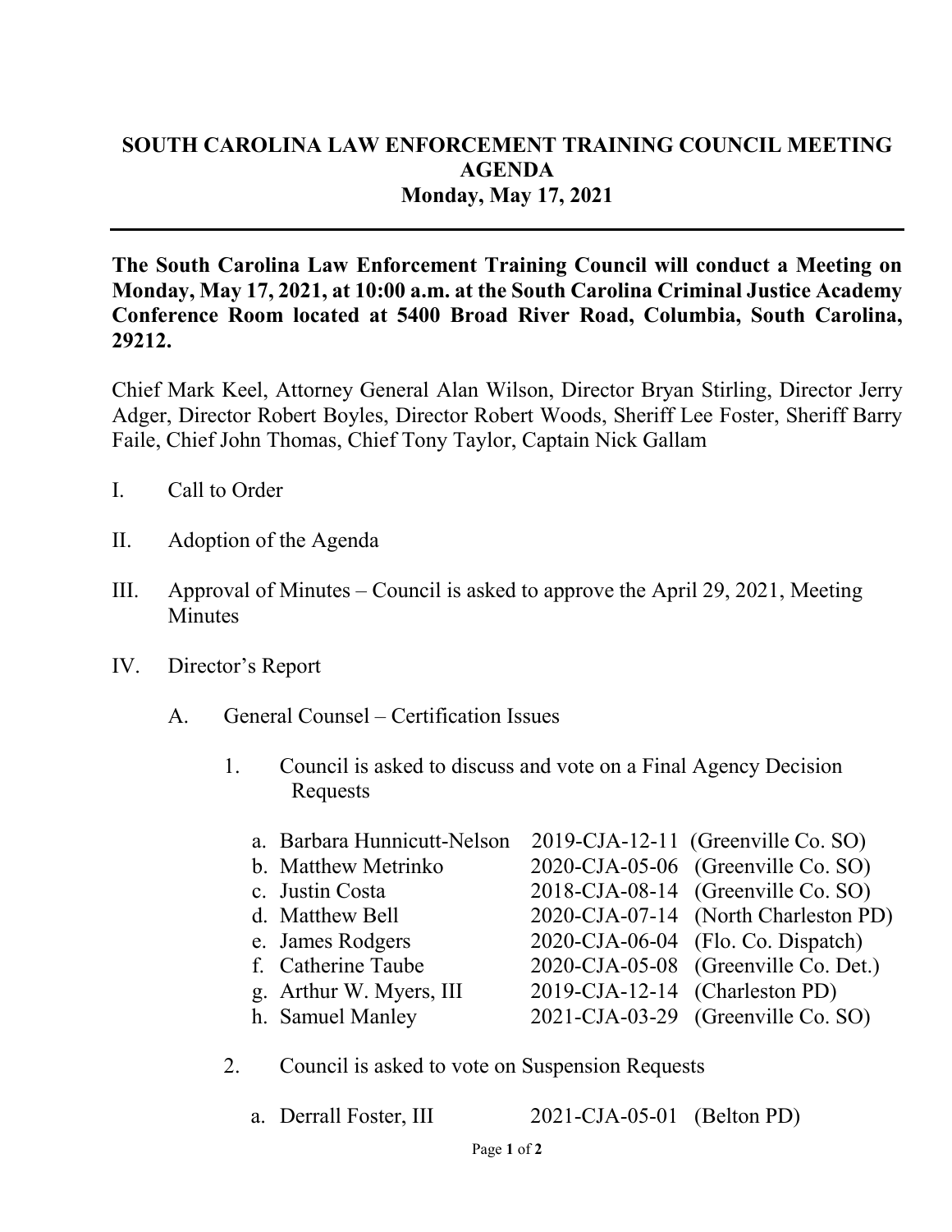# SOUTH CAROLINA LAW ENFORCEMENT TRAINING COUNCIL MEETING AGENDA
## Monday, May 17, 2021

---

**The South Carolina Law Enforcement Training Council will conduct a Meeting on Monday, May 17, 2021, at 10:00 a.m. at the South Carolina Criminal Justice Academy Conference Room located at 5400 Broad River Road, Columbia, South Carolina, 29212.**

Chief Mark Keel, Attorney General Alan Wilson, Director Bryan Stirling, Director Jerry Adger, Director Robert Boyles, Director Robert Woods, Sheriff Lee Foster, Sheriff Barry Faile, Chief John Thomas, Chief Tony Taylor, Captain Nick Gallam

I. Call to Order

II. Adoption of the Agenda

III. Approval of Minutes – Council is asked to approve the April 29, 2021, Meeting Minutes

IV. Director's Report

  A. General Counsel – Certification Issues

   1. Council is asked to discuss and vote on a Final Agency Decision Requests

    a. Barbara Hunnicutt-Nelson  2019-CJA-12-11 (Greenville Co. SO)
    b. Matthew Metrinko  2020-CJA-05-06 (Greenville Co. SO)
    c. Justin Costa  2018-CJA-08-14 (Greenville Co. SO)
    d. Matthew Bell  2020-CJA-07-14 (North Charleston PD)
    e. James Rodgers  2020-CJA-06-04 (Flo. Co. Dispatch)
    f. Catherine Taube  2020-CJA-05-08 (Greenville Co. Det.)
    g. Arthur W. Myers, III  2019-CJA-12-14 (Charleston PD)
    h. Samuel Manley  2021-CJA-03-29 (Greenville Co. SO)

   2. Council is asked to vote on Suspension Requests

    a. Derrall Foster, III  2021-CJA-05-01 (Belton PD)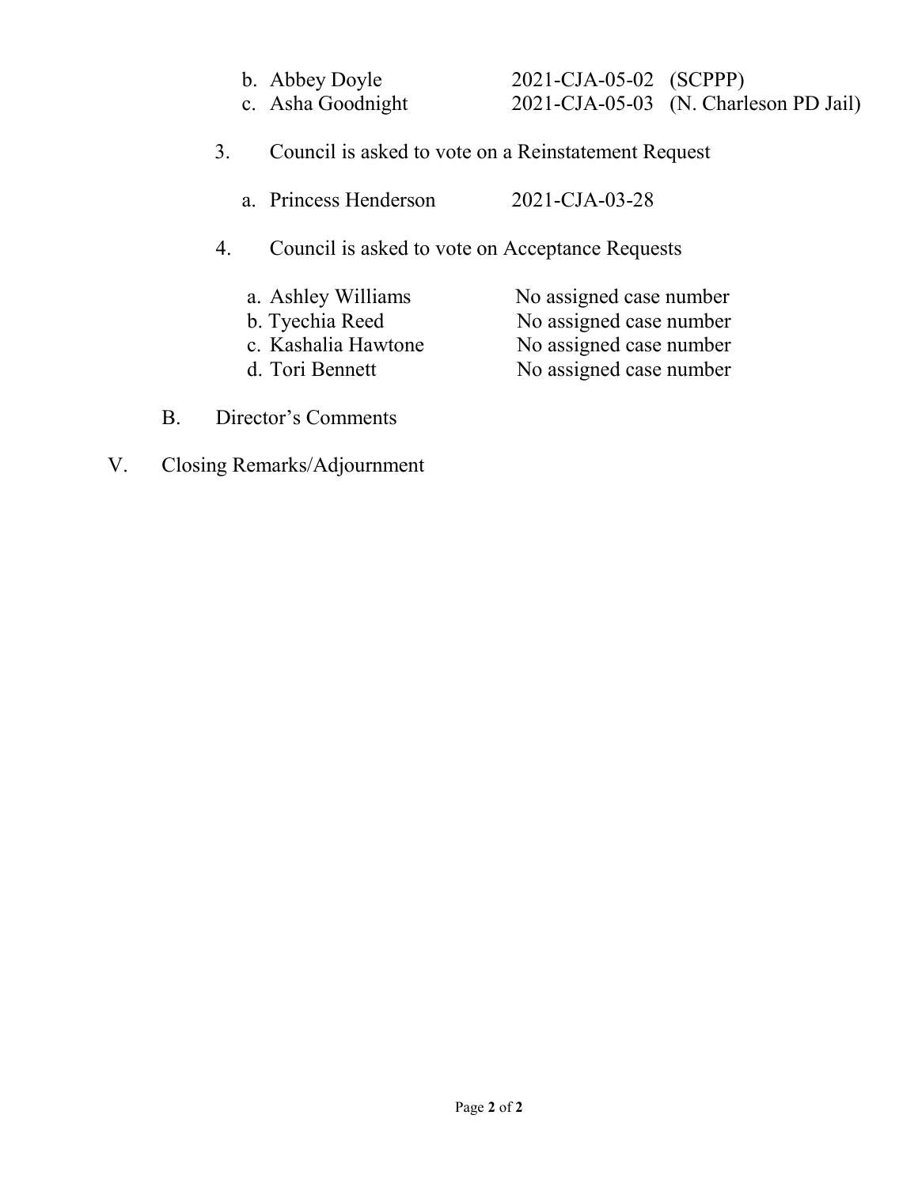b. Abbey Doyle 2021-CJA-05-02 (SCPPP)
c. Asha Goodnight 2021-CJA-05-03 (N. Charleson PD Jail)

3. Council is asked to vote on a Reinstatement Request

   a. Princess Henderson 2021-CJA-03-28

4. Council is asked to vote on Acceptance Requests

   a. Ashley Williams No assigned case number
   b. Tyechia Reed No assigned case number
   c. Kashalia Hawtone No assigned case number
   d. Tori Bennett No assigned case number

B. Director's Comments

V. Closing Remarks/Adjournment